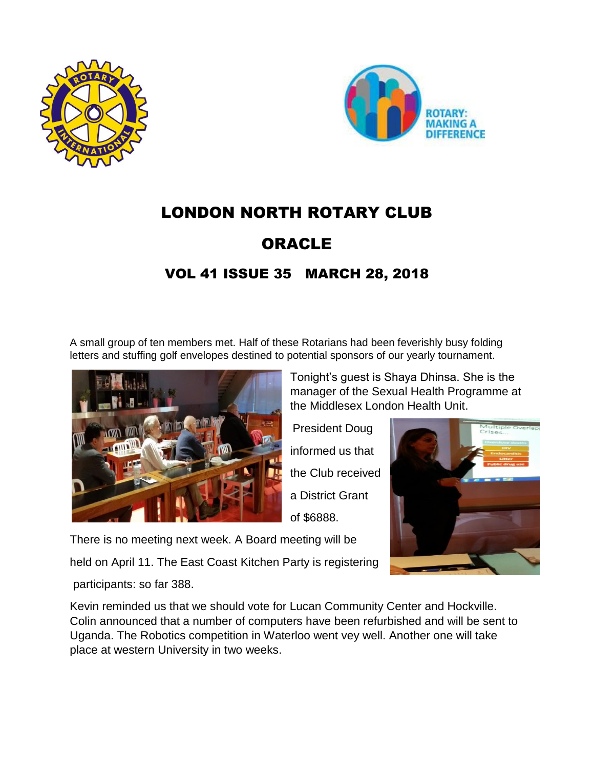# LONDON NORTH ROTARY CLUB

# ORACLE

## VOL 41 ISSUE 35 MARCH 28, 2018

A small group of ten members met. Half of these Rotarians had been feverishly busy folding letters and stuffing golf envelopes destined to potential sponsors of our yearly tournament.

Tonight's guest is Shaya Dhinsa. She is the manager of the Sexual Health Programme at the Middlesex London Health Unit.

President Doug informed us that the Club received a District Grant of $6888.

There is no meeting next week. A Board meeting will be held on April 11. The East Coast Kitchen Party is registering participants: so far 388.

Kevin reminded us that we should vote for Lucan Community Center and Hockville. Colin announced that a number of computers have been refurbished and will be sent to Uganda. The Robotics competition in Waterloo went vey well. Another one will take place at western University in two weeks.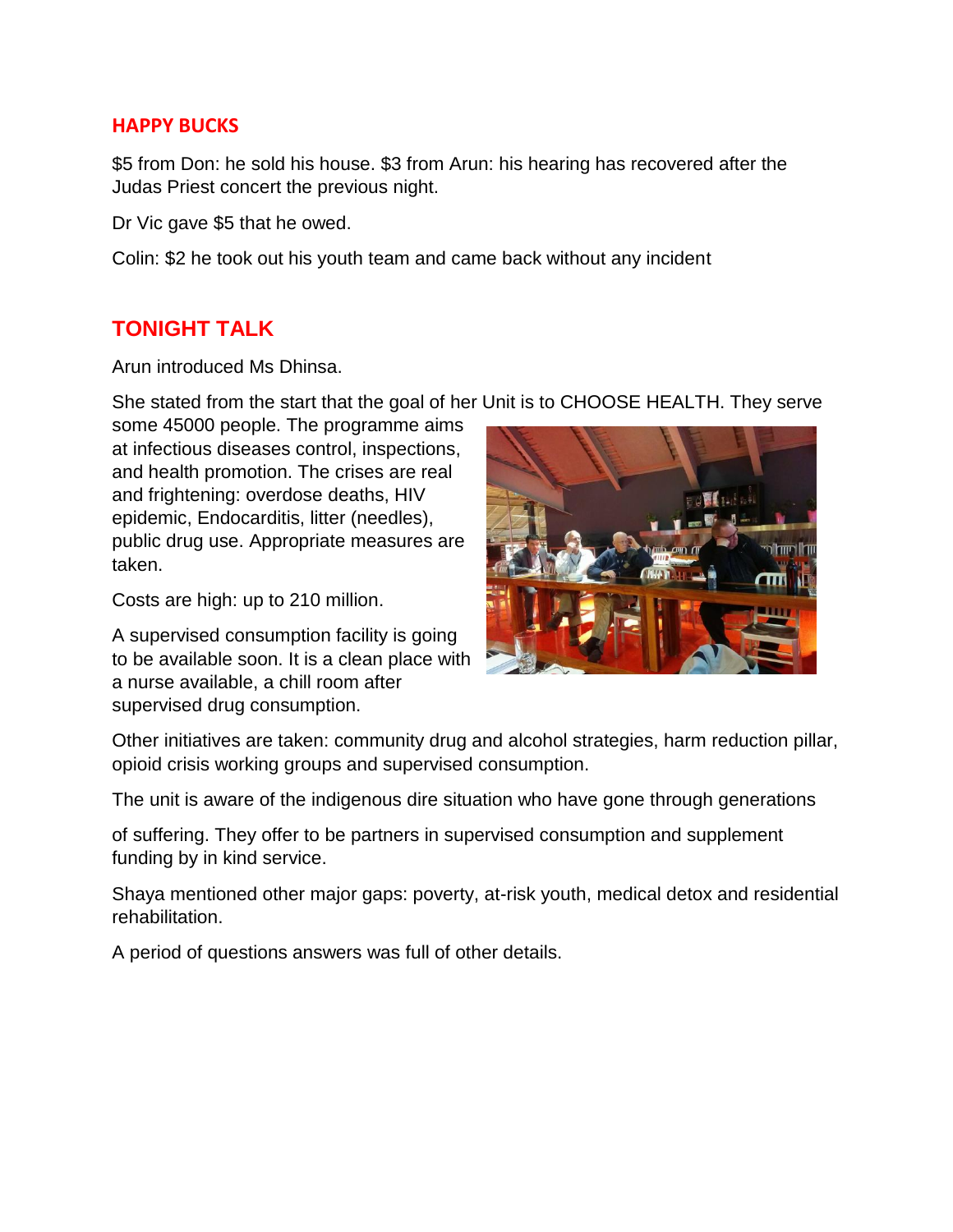## HAPPY BUCKS

$5 from Don: he sold his house. $3 from Arun: his hearing has recovered after the Judas Priest concert the previous night.

Dr Vic gave $5 that he owed.

Colin: $2 he took out his youth team and came back without any incident

## TONIGHT TALK

Arun introduced Ms Dhinsa.

She stated from the start that the goal of her Unit is to CHOOSE HEALTH. They serve some 45000 people. The programme aims at infectious diseases control, inspections, and health promotion. The crises are real and frightening: overdose deaths, HIV epidemic, Endocarditis, litter (needles), public drug use. Appropriate measures are taken.

Costs are high: up to 210 million.

A supervised consumption facility is going to be available soon. It is a clean place with a nurse available, a chill room after supervised drug consumption.

Other initiatives are taken: community drug and alcohol strategies, harm reduction pillar, opioid crisis working groups and supervised consumption.

The unit is aware of the indigenous dire situation who have gone through generations

of suffering. They offer to be partners in supervised consumption and supplement funding by in kind service.

Shaya mentioned other major gaps: poverty, at-risk youth, medical detox and residential rehabilitation.

A period of questions answers was full of other details.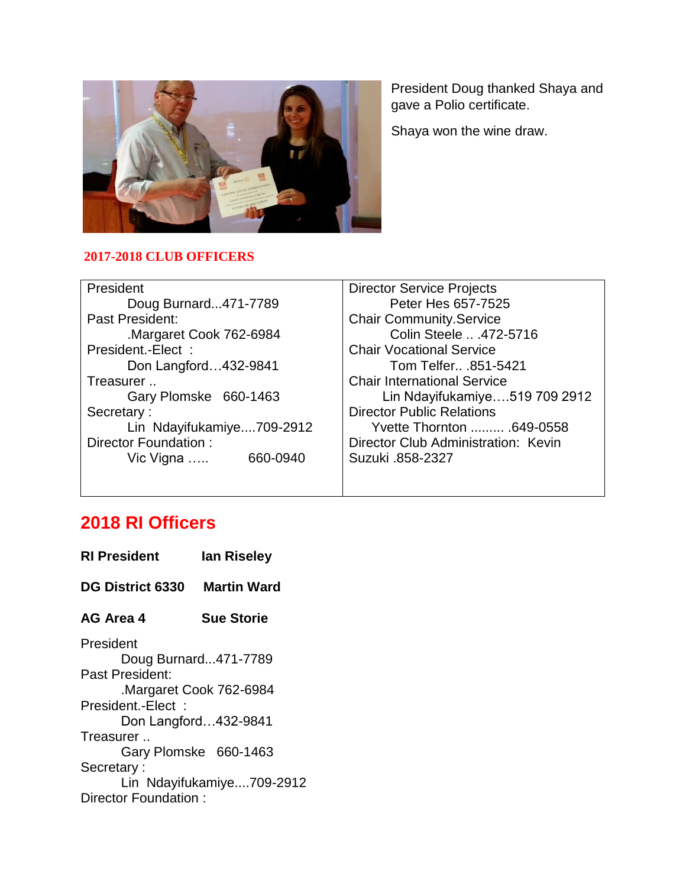President Doug thanked Shaya and gave a Polio certificate.

Shaya won the wine draw.

**2017-2018 CLUB OFFICERS**

| | |
|---|---|
| President<br>Doug Burnard...471-7789<br>Past President:<br>.Margaret Cook 762-6984<br>President.-Elect :<br>Don Langford…432-9841<br>Treasurer ..<br>Gary Plomske 660-1463<br>Secretary :<br>Lin Ndayifukamiye....709-2912<br>Director Foundation :<br>Vic Vigna ….. 660-0940 | Director Service Projects<br>Peter Hes 657-7525<br>Chair Community.Service<br>Colin Steele .. .472-5716<br>Chair Vocational Service<br>Tom Telfer.. .851-5421<br>Chair International Service<br>Lin Ndayifukamiye….519 709 2912<br>Director Public Relations<br>Yvette Thornton ......... .649-0558<br>Director Club Administration: Kevin Suzuki .858-2327 |

## 2018 RI Officers

**RI President** **Ian Riseley**

**DG District 6330** **Martin Ward**

**AG Area 4** **Sue Storie**

President
Doug Burnard...471-7789
Past President:
.Margaret Cook 762-6984
President.-Elect :
Don Langford…432-9841
Treasurer ..
Gary Plomske 660-1463
Secretary :
Lin Ndayifukamiye....709-2912
Director Foundation :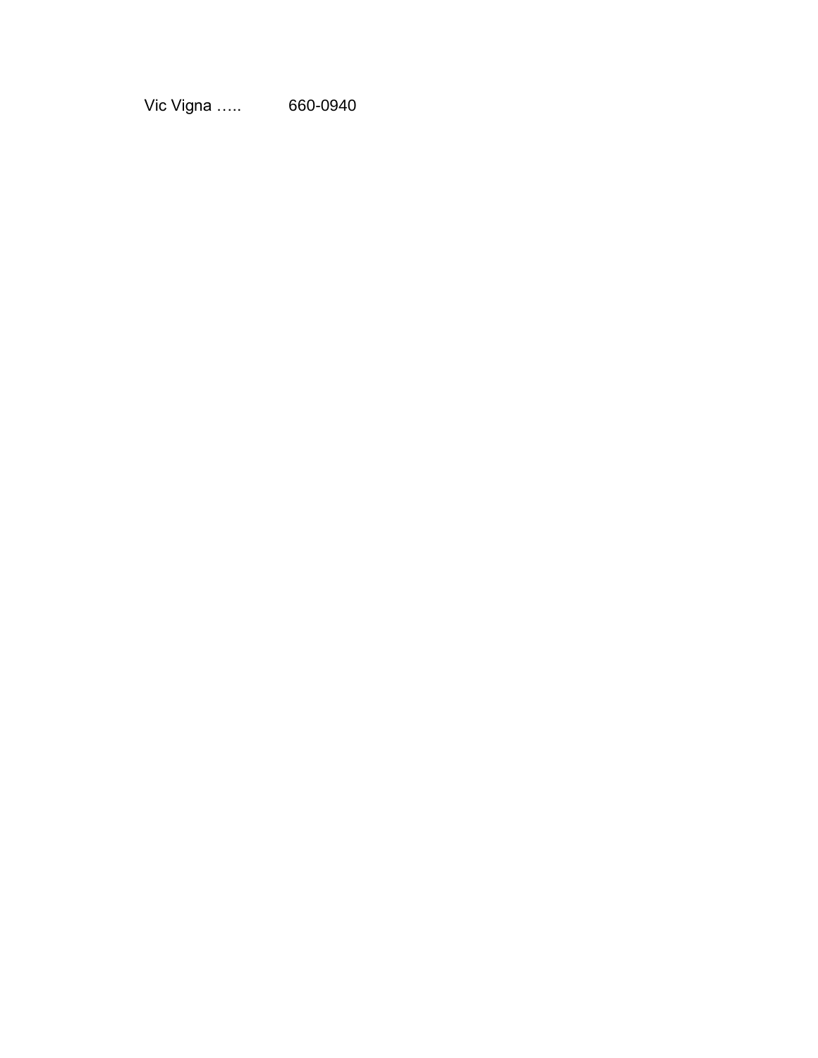Vic Vigna ….. 660-0940